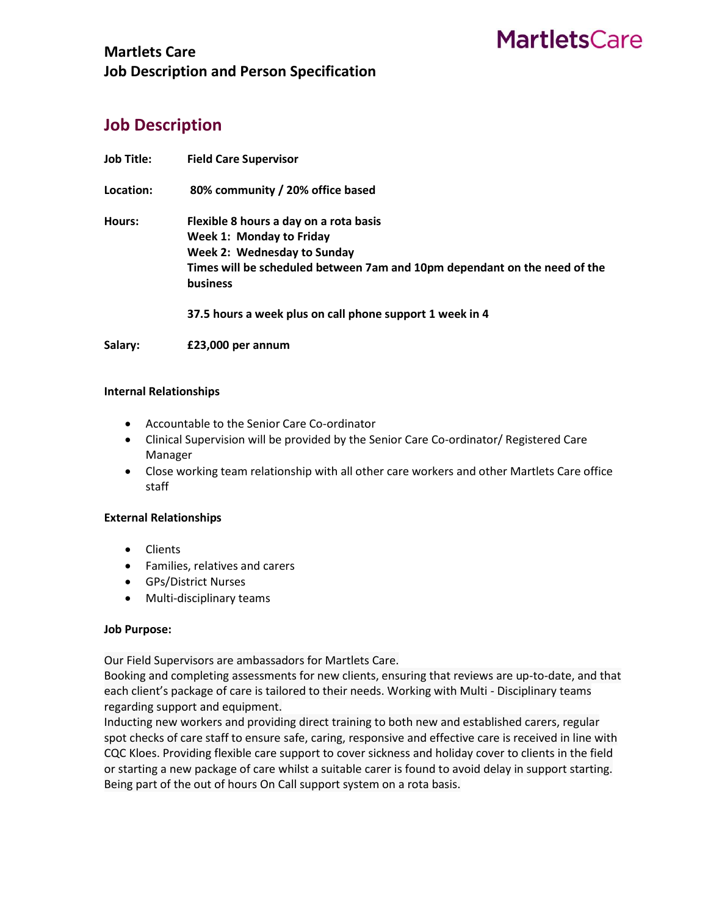MartletsCare

# Martlets Care
# Job Description and Person Specification

## Job Description

**Job Title:** **Field Care Supervisor**

**Location:** **80% community / 20% office based**

**Hours:** **Flexible 8 hours a day on a rota basis**
**Week 1: Monday to Friday**
**Week 2: Wednesday to Sunday**
**Times will be scheduled between 7am and 10pm dependant on the need of the business**

**37.5 hours a week plus on call phone support 1 week in 4**

**Salary:** **£23,000 per annum**

### Internal Relationships

- Accountable to the Senior Care Co-ordinator
- Clinical Supervision will be provided by the Senior Care Co-ordinator/ Registered Care Manager
- Close working team relationship with all other care workers and other Martlets Care office staff

### External Relationships

- Clients
- Families, relatives and carers
- GPs/District Nurses
- Multi-disciplinary teams

### Job Purpose:

Our Field Supervisors are ambassadors for Martlets Care.
Booking and completing assessments for new clients, ensuring that reviews are up-to-date, and that each client's package of care is tailored to their needs. Working with Multi - Disciplinary teams regarding support and equipment.
Inducting new workers and providing direct training to both new and established carers, regular spot checks of care staff to ensure safe, caring, responsive and effective care is received in line with CQC Kloes. Providing flexible care support to cover sickness and holiday cover to clients in the field or starting a new package of care whilst a suitable carer is found to avoid delay in support starting. Being part of the out of hours On Call support system on a rota basis.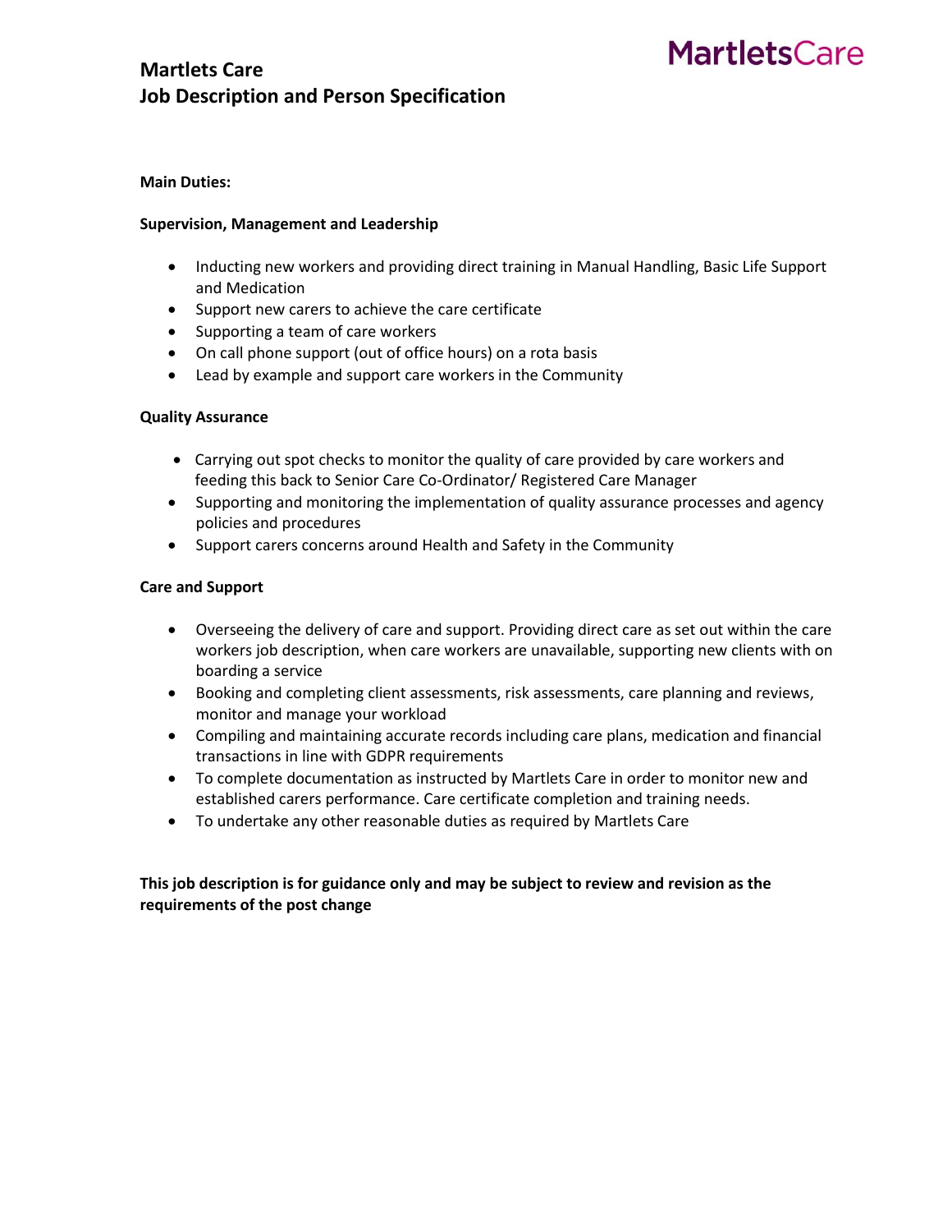# Martlets Care
## Job Description and Person Specification

**Main Duties:**

**Supervision, Management and Leadership**

- Inducting new workers and providing direct training in Manual Handling, Basic Life Support and Medication
- Support new carers to achieve the care certificate
- Supporting a team of care workers
- On call phone support (out of office hours) on a rota basis
- Lead by example and support care workers in the Community

**Quality Assurance**

- Carrying out spot checks to monitor the quality of care provided by care workers and feeding this back to Senior Care Co-Ordinator/ Registered Care Manager
- Supporting and monitoring the implementation of quality assurance processes and agency policies and procedures
- Support carers concerns around Health and Safety in the Community

**Care and Support**

- Overseeing the delivery of care and support. Providing direct care as set out within the care workers job description, when care workers are unavailable, supporting new clients with on boarding a service
- Booking and completing client assessments, risk assessments, care planning and reviews, monitor and manage your workload
- Compiling and maintaining accurate records including care plans, medication and financial transactions in line with GDPR requirements
- To complete documentation as instructed by Martlets Care in order to monitor new and established carers performance. Care certificate completion and training needs.
- To undertake any other reasonable duties as required by Martlets Care

**This job description is for guidance only and may be subject to review and revision as the requirements of the post change**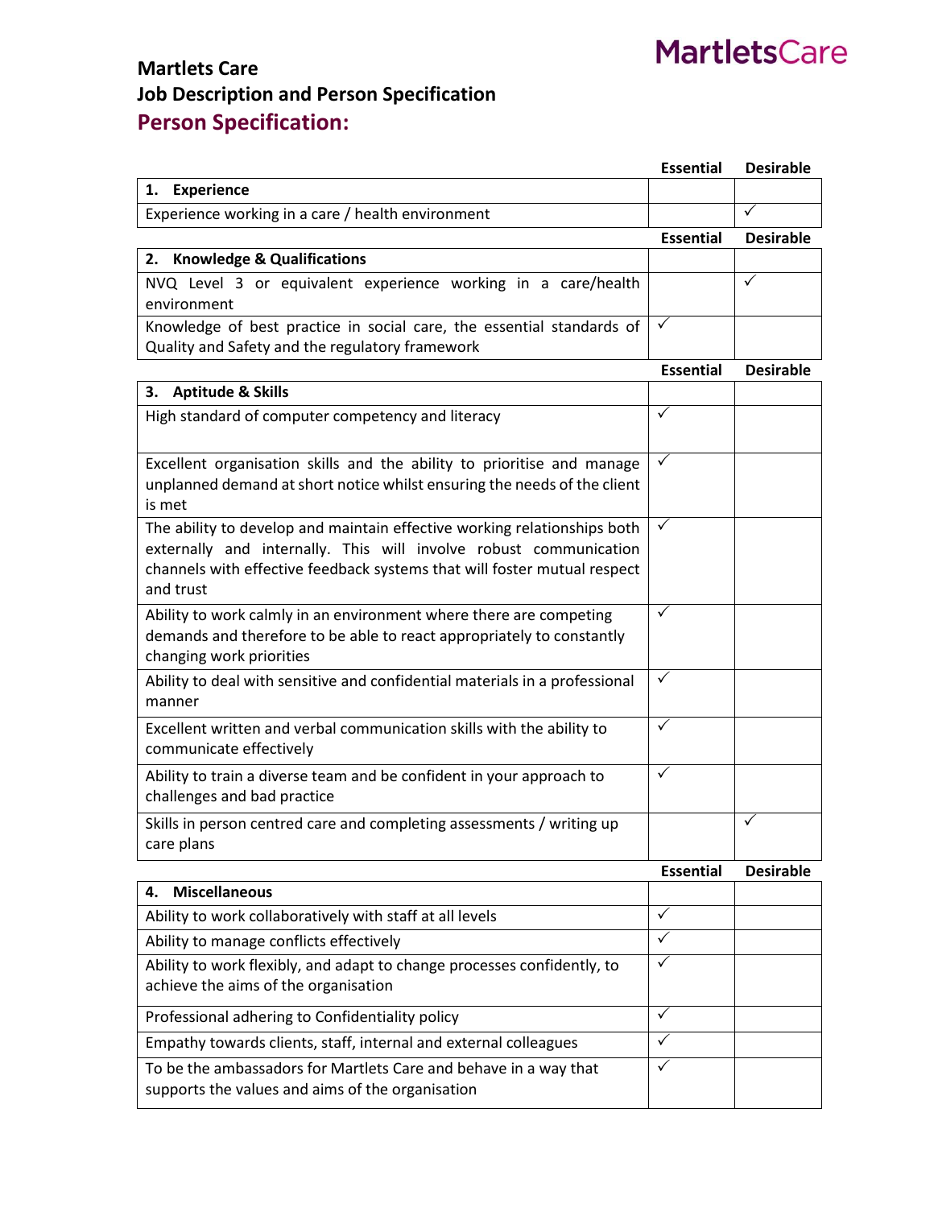# Martlets Care

## Job Description and Person Specification

## Person Specification:

| | Essential | Desirable |
|---|---|---|
| **1. Experience** | | |
| Experience working in a care / health environment | | ✓ |

| | Essential | Desirable |
|---|---|---|
| **2. Knowledge & Qualifications** | | |
| NVQ Level 3 or equivalent experience working in a care/health environment | | ✓ |
| Knowledge of best practice in social care, the essential standards of Quality and Safety and the regulatory framework | ✓ | |

| | Essential | Desirable |
|---|---|---|
| **3. Aptitude & Skills** | | |
| High standard of computer competency and literacy | ✓ | |
| Excellent organisation skills and the ability to prioritise and manage unplanned demand at short notice whilst ensuring the needs of the client is met | ✓ | |
| The ability to develop and maintain effective working relationships both externally and internally. This will involve robust communication channels with effective feedback systems that will foster mutual respect and trust | ✓ | |
| Ability to work calmly in an environment where there are competing demands and therefore to be able to react appropriately to constantly changing work priorities | ✓ | |
| Ability to deal with sensitive and confidential materials in a professional manner | ✓ | |
| Excellent written and verbal communication skills with the ability to communicate effectively | ✓ | |
| Ability to train a diverse team and be confident in your approach to challenges and bad practice | ✓ | |
| Skills in person centred care and completing assessments / writing up care plans | | ✓ |

| | Essential | Desirable |
|---|---|---|
| **4. Miscellaneous** | | |
| Ability to work collaboratively with staff at all levels | ✓ | |
| Ability to manage conflicts effectively | ✓ | |
| Ability to work flexibly, and adapt to change processes confidently, to achieve the aims of the organisation | ✓ | |
| Professional adhering to Confidentiality policy | ✓ | |
| Empathy towards clients, staff, internal and external colleagues | ✓ | |
| To be the ambassadors for Martlets Care and behave in a way that supports the values and aims of the organisation | ✓ | |